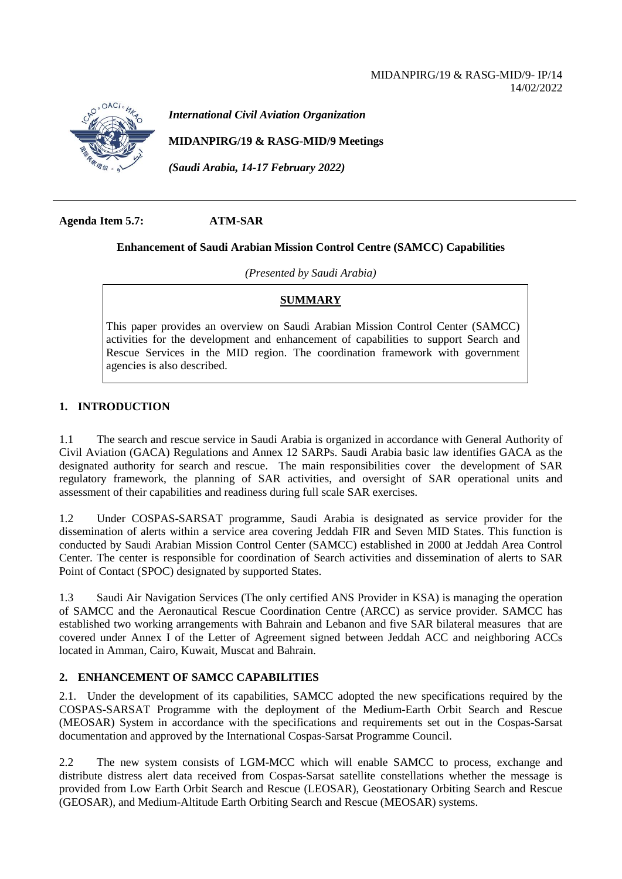MIDANPIRG/19 & RASG-MID/9- IP/14
14/02/2022

*International Civil Aviation Organization*

**MIDANPIRG/19 & RASG-MID/9 Meetings**

*(Saudi Arabia, 14-17 February 2022)*

---

**Agenda Item 5.7: ATM-SAR**

**Enhancement of Saudi Arabian Mission Control Centre (SAMCC) Capabilities**

*(Presented by Saudi Arabia)*

**SUMMARY**

This paper provides an overview on Saudi Arabian Mission Control Center (SAMCC) activities for the development and enhancement of capabilities to support Search and Rescue Services in the MID region. The coordination framework with government agencies is also described.

## 1. INTRODUCTION

1.1 The search and rescue service in Saudi Arabia is organized in accordance with General Authority of Civil Aviation (GACA) Regulations and Annex 12 SARPs. Saudi Arabia basic law identifies GACA as the designated authority for search and rescue. The main responsibilities cover the development of SAR regulatory framework, the planning of SAR activities, and oversight of SAR operational units and assessment of their capabilities and readiness during full scale SAR exercises.

1.2 Under COSPAS-SARSAT programme, Saudi Arabia is designated as service provider for the dissemination of alerts within a service area covering Jeddah FIR and Seven MID States. This function is conducted by Saudi Arabian Mission Control Center (SAMCC) established in 2000 at Jeddah Area Control Center. The center is responsible for coordination of Search activities and dissemination of alerts to SAR Point of Contact (SPOC) designated by supported States.

1.3 Saudi Air Navigation Services (The only certified ANS Provider in KSA) is managing the operation of SAMCC and the Aeronautical Rescue Coordination Centre (ARCC) as service provider. SAMCC has established two working arrangements with Bahrain and Lebanon and five SAR bilateral measures that are covered under Annex I of the Letter of Agreement signed between Jeddah ACC and neighboring ACCs located in Amman, Cairo, Kuwait, Muscat and Bahrain.

## 2. ENHANCEMENT OF SAMCC CAPABILITIES

2.1. Under the development of its capabilities, SAMCC adopted the new specifications required by the COSPAS-SARSAT Programme with the deployment of the Medium-Earth Orbit Search and Rescue (MEOSAR) System in accordance with the specifications and requirements set out in the Cospas-Sarsat documentation and approved by the International Cospas-Sarsat Programme Council.

2.2 The new system consists of LGM-MCC which will enable SAMCC to process, exchange and distribute distress alert data received from Cospas-Sarsat satellite constellations whether the message is provided from Low Earth Orbit Search and Rescue (LEOSAR), Geostationary Orbiting Search and Rescue (GEOSAR), and Medium-Altitude Earth Orbiting Search and Rescue (MEOSAR) systems.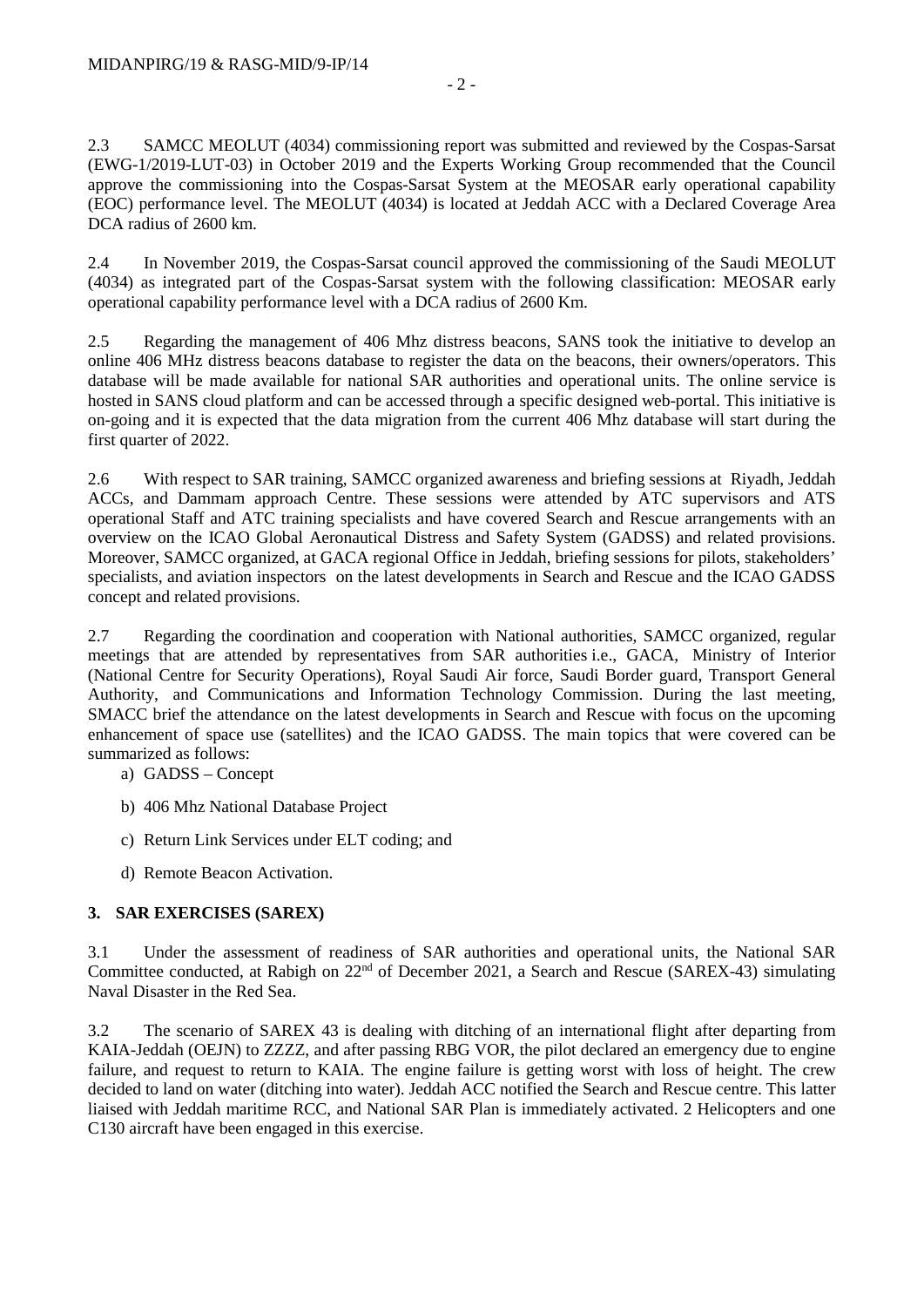2.3 SAMCC MEOLUT (4034) commissioning report was submitted and reviewed by the Cospas-Sarsat (EWG-1/2019-LUT-03) in October 2019 and the Experts Working Group recommended that the Council approve the commissioning into the Cospas-Sarsat System at the MEOSAR early operational capability (EOC) performance level. The MEOLUT (4034) is located at Jeddah ACC with a Declared Coverage Area DCA radius of 2600 km.

2.4 In November 2019, the Cospas-Sarsat council approved the commissioning of the Saudi MEOLUT (4034) as integrated part of the Cospas-Sarsat system with the following classification: MEOSAR early operational capability performance level with a DCA radius of 2600 Km.

2.5 Regarding the management of 406 Mhz distress beacons, SANS took the initiative to develop an online 406 MHz distress beacons database to register the data on the beacons, their owners/operators. This database will be made available for national SAR authorities and operational units. The online service is hosted in SANS cloud platform and can be accessed through a specific designed web-portal. This initiative is on-going and it is expected that the data migration from the current 406 Mhz database will start during the first quarter of 2022.

2.6 With respect to SAR training, SAMCC organized awareness and briefing sessions at Riyadh, Jeddah ACCs, and Dammam approach Centre. These sessions were attended by ATC supervisors and ATS operational Staff and ATC training specialists and have covered Search and Rescue arrangements with an overview on the ICAO Global Aeronautical Distress and Safety System (GADSS) and related provisions. Moreover, SAMCC organized, at GACA regional Office in Jeddah, briefing sessions for pilots, stakeholders' specialists, and aviation inspectors on the latest developments in Search and Rescue and the ICAO GADSS concept and related provisions.

2.7 Regarding the coordination and cooperation with National authorities, SAMCC organized, regular meetings that are attended by representatives from SAR authorities i.e., GACA, Ministry of Interior (National Centre for Security Operations), Royal Saudi Air force, Saudi Border guard, Transport General Authority, and Communications and Information Technology Commission. During the last meeting, SMACC brief the attendance on the latest developments in Search and Rescue with focus on the upcoming enhancement of space use (satellites) and the ICAO GADSS. The main topics that were covered can be summarized as follows:

a) GADSS – Concept
b) 406 Mhz National Database Project
c) Return Link Services under ELT coding; and
d) Remote Beacon Activation.

## 3. SAR EXERCISES (SAREX)

3.1 Under the assessment of readiness of SAR authorities and operational units, the National SAR Committee conducted, at Rabigh on 22nd of December 2021, a Search and Rescue (SAREX-43) simulating Naval Disaster in the Red Sea.

3.2 The scenario of SAREX 43 is dealing with ditching of an international flight after departing from KAIA-Jeddah (OEJN) to ZZZZ, and after passing RBG VOR, the pilot declared an emergency due to engine failure, and request to return to KAIA. The engine failure is getting worst with loss of height. The crew decided to land on water (ditching into water). Jeddah ACC notified the Search and Rescue centre. This latter liaised with Jeddah maritime RCC, and National SAR Plan is immediately activated. 2 Helicopters and one C130 aircraft have been engaged in this exercise.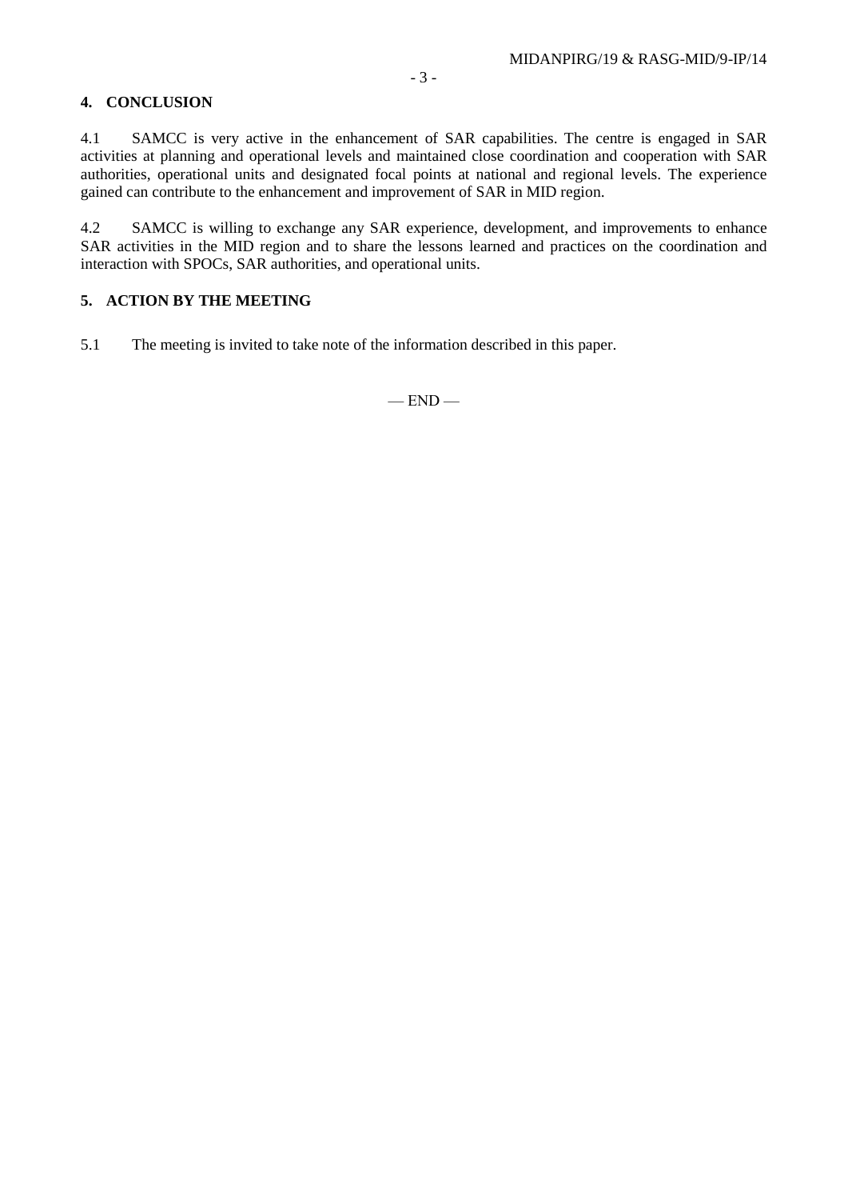## 4. CONCLUSION

4.1 SAMCC is very active in the enhancement of SAR capabilities. The centre is engaged in SAR activities at planning and operational levels and maintained close coordination and cooperation with SAR authorities, operational units and designated focal points at national and regional levels. The experience gained can contribute to the enhancement and improvement of SAR in MID region.

4.2 SAMCC is willing to exchange any SAR experience, development, and improvements to enhance SAR activities in the MID region and to share the lessons learned and practices on the coordination and interaction with SPOCs, SAR authorities, and operational units.

## 5. ACTION BY THE MEETING

5.1 The meeting is invited to take note of the information described in this paper.

— END —